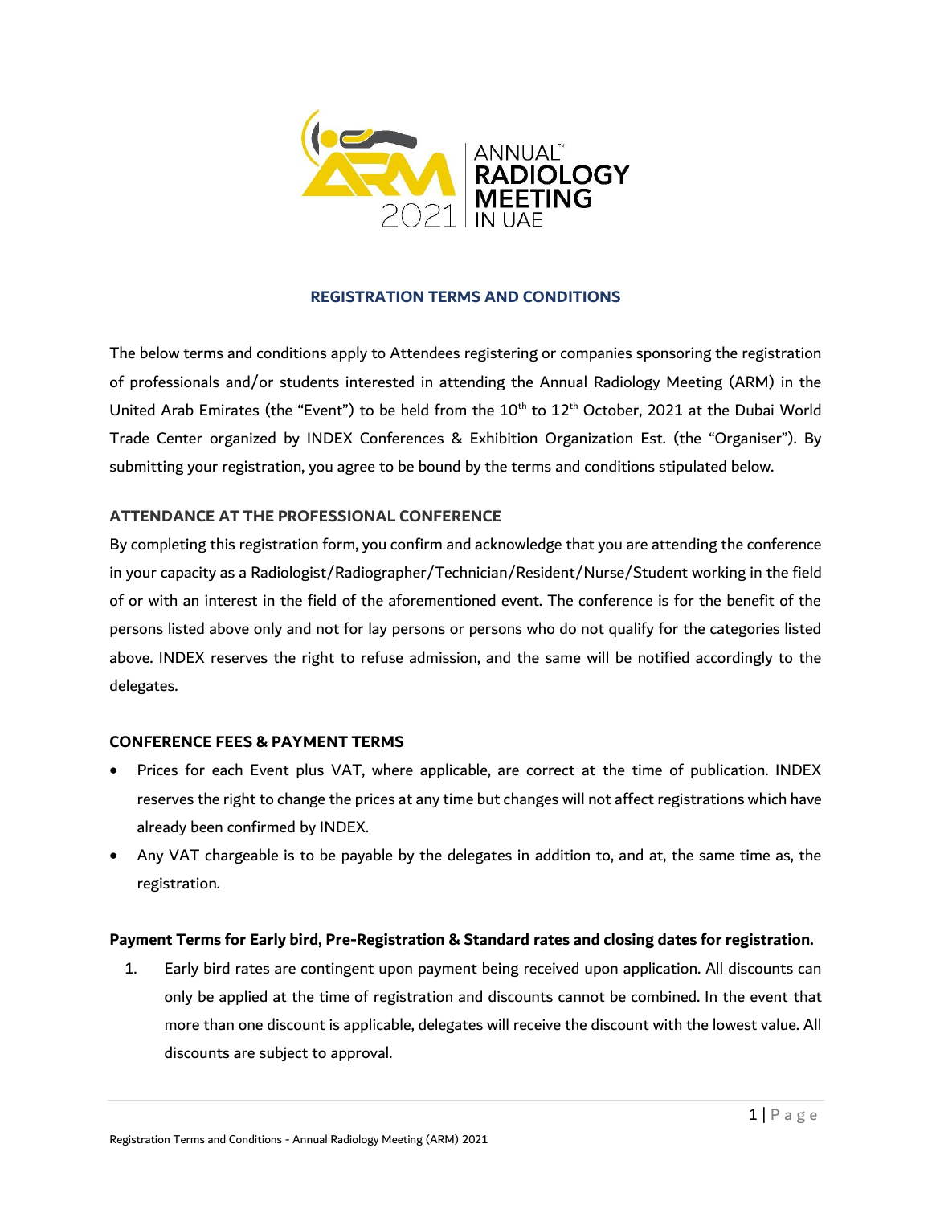# REGISTRATION TERMS AND CONDITIONS

The below terms and conditions apply to Attendees registering or companies sponsoring the registration of professionals and/or students interested in attending the Annual Radiology Meeting (ARM) in the United Arab Emirates (the "Event") to be held from the 10th to 12th October, 2021 at the Dubai World Trade Center organized by INDEX Conferences & Exhibition Organization Est. (the "Organiser"). By submitting your registration, you agree to be bound by the terms and conditions stipulated below.

## ATTENDANCE AT THE PROFESSIONAL CONFERENCE

By completing this registration form, you confirm and acknowledge that you are attending the conference in your capacity as a Radiologist/Radiographer/Technician/Resident/Nurse/Student working in the field of or with an interest in the field of the aforementioned event. The conference is for the benefit of the persons listed above only and not for lay persons or persons who do not qualify for the categories listed above. INDEX reserves the right to refuse admission, and the same will be notified accordingly to the delegates.

## CONFERENCE FEES & PAYMENT TERMS

- Prices for each Event plus VAT, where applicable, are correct at the time of publication. INDEX reserves the right to change the prices at any time but changes will not affect registrations which have already been confirmed by INDEX.
- Any VAT chargeable is to be payable by the delegates in addition to, and at, the same time as, the registration.

### Payment Terms for Early bird, Pre-Registration & Standard rates and closing dates for registration.

1. Early bird rates are contingent upon payment being received upon application. All discounts can only be applied at the time of registration and discounts cannot be combined. In the event that more than one discount is applicable, delegates will receive the discount with the lowest value. All discounts are subject to approval.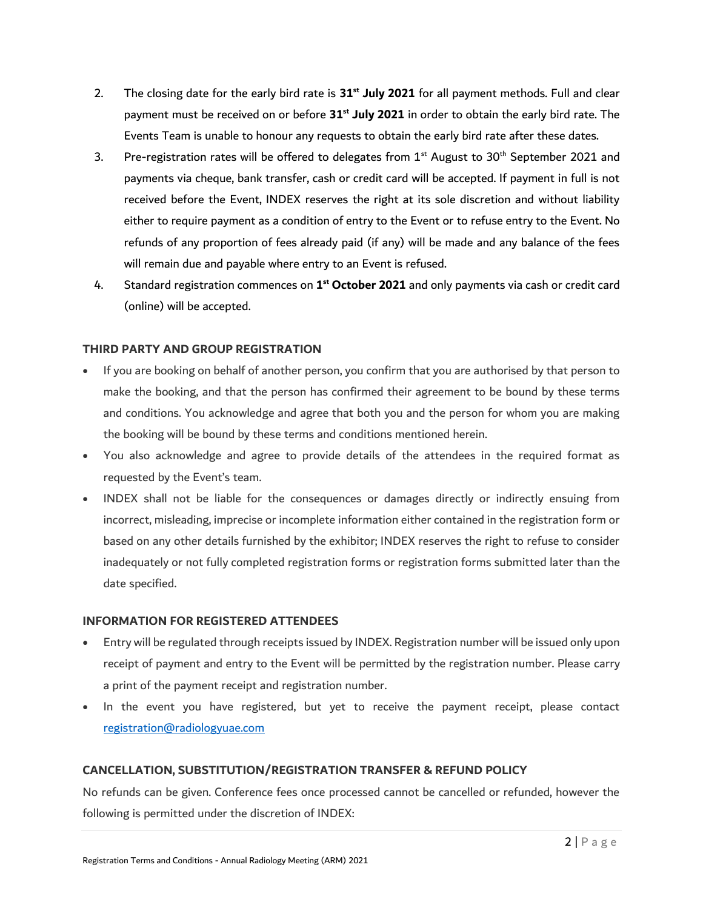2. The closing date for the early bird rate is **31st July 2021** for all payment methods. Full and clear payment must be received on or before **31st July 2021** in order to obtain the early bird rate. The Events Team is unable to honour any requests to obtain the early bird rate after these dates.
3. Pre-registration rates will be offered to delegates from 1st August to 30th September 2021 and payments via cheque, bank transfer, cash or credit card will be accepted. If payment in full is not received before the Event, INDEX reserves the right at its sole discretion and without liability either to require payment as a condition of entry to the Event or to refuse entry to the Event. No refunds of any proportion of fees already paid (if any) will be made and any balance of the fees will remain due and payable where entry to an Event is refused.
4. Standard registration commences on **1st October 2021** and only payments via cash or credit card (online) will be accepted.

**THIRD PARTY AND GROUP REGISTRATION**

- If you are booking on behalf of another person, you confirm that you are authorised by that person to make the booking, and that the person has confirmed their agreement to be bound by these terms and conditions. You acknowledge and agree that both you and the person for whom you are making the booking will be bound by these terms and conditions mentioned herein.
- You also acknowledge and agree to provide details of the attendees in the required format as requested by the Event's team.
- INDEX shall not be liable for the consequences or damages directly or indirectly ensuing from incorrect, misleading, imprecise or incomplete information either contained in the registration form or based on any other details furnished by the exhibitor; INDEX reserves the right to refuse to consider inadequately or not fully completed registration forms or registration forms submitted later than the date specified.

**INFORMATION FOR REGISTERED ATTENDEES**

- Entry will be regulated through receipts issued by INDEX. Registration number will be issued only upon receipt of payment and entry to the Event will be permitted by the registration number. Please carry a print of the payment receipt and registration number.
- In the event you have registered, but yet to receive the payment receipt, please contact registration@radiologyuae.com

**CANCELLATION, SUBSTITUTION/REGISTRATION TRANSFER & REFUND POLICY**

No refunds can be given. Conference fees once processed cannot be cancelled or refunded, however the following is permitted under the discretion of INDEX: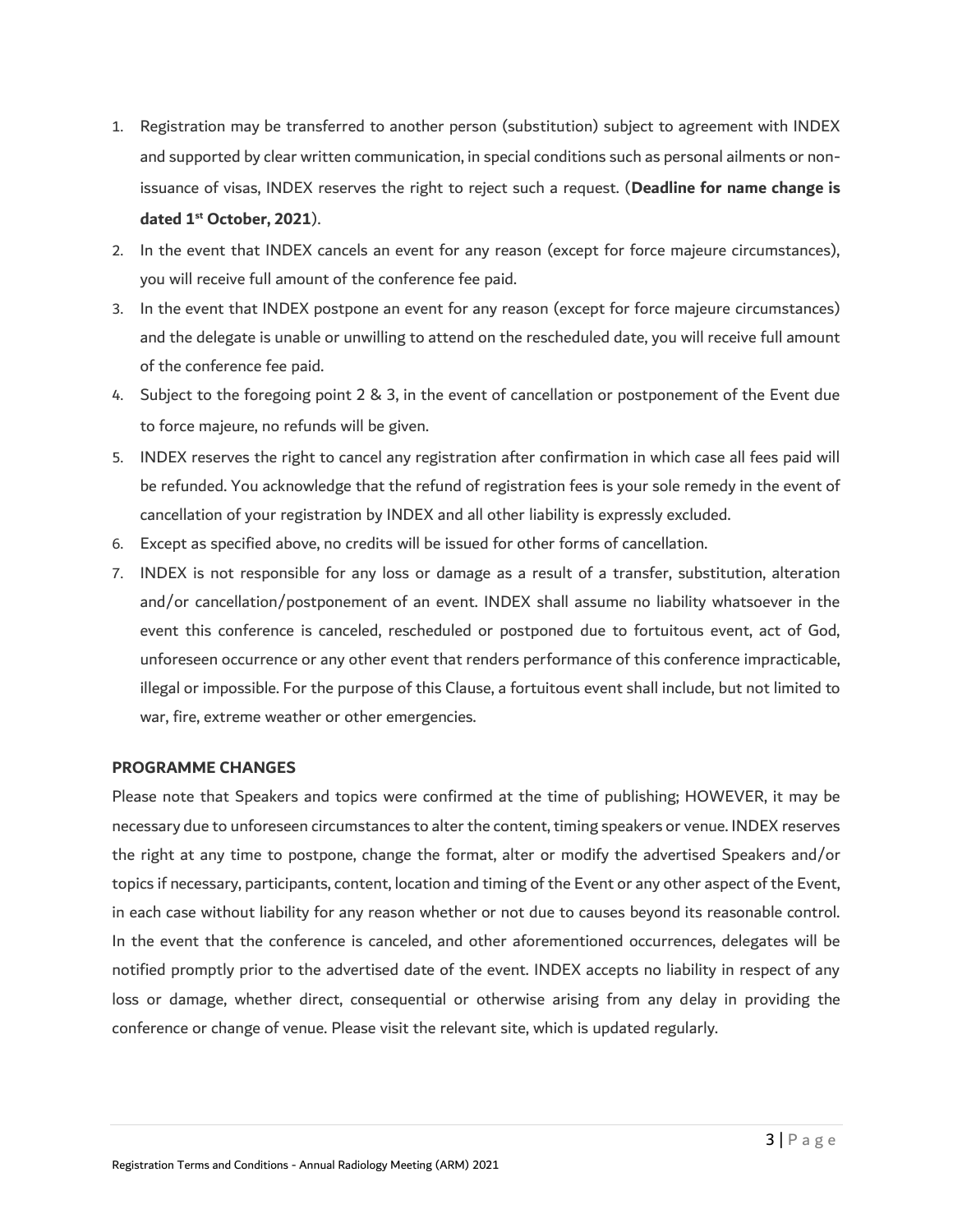1. Registration may be transferred to another person (substitution) subject to agreement with INDEX and supported by clear written communication, in special conditions such as personal ailments or non-issuance of visas, INDEX reserves the right to reject such a request. (**Deadline for name change is dated 1st October, 2021**).
2. In the event that INDEX cancels an event for any reason (except for force majeure circumstances), you will receive full amount of the conference fee paid.
3. In the event that INDEX postpone an event for any reason (except for force majeure circumstances) and the delegate is unable or unwilling to attend on the rescheduled date, you will receive full amount of the conference fee paid.
4. Subject to the foregoing point 2 & 3, in the event of cancellation or postponement of the Event due to force majeure, no refunds will be given.
5. INDEX reserves the right to cancel any registration after confirmation in which case all fees paid will be refunded. You acknowledge that the refund of registration fees is your sole remedy in the event of cancellation of your registration by INDEX and all other liability is expressly excluded.
6. Except as specified above, no credits will be issued for other forms of cancellation.
7. INDEX is not responsible for any loss or damage as a result of a transfer, substitution, alteration and/or cancellation/postponement of an event. INDEX shall assume no liability whatsoever in the event this conference is canceled, rescheduled or postponed due to fortuitous event, act of God, unforeseen occurrence or any other event that renders performance of this conference impracticable, illegal or impossible. For the purpose of this Clause, a fortuitous event shall include, but not limited to war, fire, extreme weather or other emergencies.

**PROGRAMME CHANGES**

Please note that Speakers and topics were confirmed at the time of publishing; HOWEVER, it may be necessary due to unforeseen circumstances to alter the content, timing speakers or venue. INDEX reserves the right at any time to postpone, change the format, alter or modify the advertised Speakers and/or topics if necessary, participants, content, location and timing of the Event or any other aspect of the Event, in each case without liability for any reason whether or not due to causes beyond its reasonable control. In the event that the conference is canceled, and other aforementioned occurrences, delegates will be notified promptly prior to the advertised date of the event. INDEX accepts no liability in respect of any loss or damage, whether direct, consequential or otherwise arising from any delay in providing the conference or change of venue. Please visit the relevant site, which is updated regularly.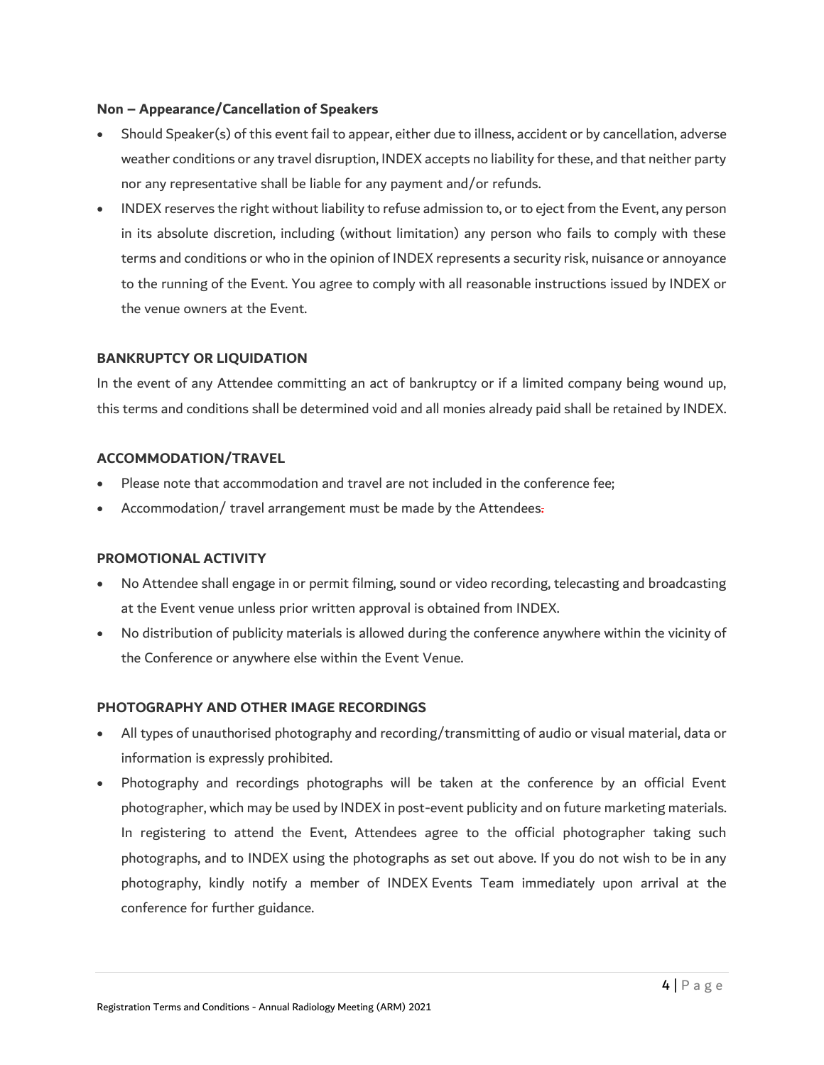**Non – Appearance/Cancellation of Speakers**

- Should Speaker(s) of this event fail to appear, either due to illness, accident or by cancellation, adverse weather conditions or any travel disruption, INDEX accepts no liability for these, and that neither party nor any representative shall be liable for any payment and/or refunds.
- INDEX reserves the right without liability to refuse admission to, or to eject from the Event, any person in its absolute discretion, including (without limitation) any person who fails to comply with these terms and conditions or who in the opinion of INDEX represents a security risk, nuisance or annoyance to the running of the Event. You agree to comply with all reasonable instructions issued by INDEX or the venue owners at the Event.

**BANKRUPTCY OR LIQUIDATION**

In the event of any Attendee committing an act of bankruptcy or if a limited company being wound up, this terms and conditions shall be determined void and all monies already paid shall be retained by INDEX.

**ACCOMMODATION/TRAVEL**

- Please note that accommodation and travel are not included in the conference fee;
- Accommodation/ travel arrangement must be made by the Attendees.

**PROMOTIONAL ACTIVITY**

- No Attendee shall engage in or permit filming, sound or video recording, telecasting and broadcasting at the Event venue unless prior written approval is obtained from INDEX.
- No distribution of publicity materials is allowed during the conference anywhere within the vicinity of the Conference or anywhere else within the Event Venue.

**PHOTOGRAPHY AND OTHER IMAGE RECORDINGS**

- All types of unauthorised photography and recording/transmitting of audio or visual material, data or information is expressly prohibited.
- Photography and recordings photographs will be taken at the conference by an official Event photographer, which may be used by INDEX in post-event publicity and on future marketing materials. In registering to attend the Event, Attendees agree to the official photographer taking such photographs, and to INDEX using the photographs as set out above. If you do not wish to be in any photography, kindly notify a member of INDEX Events Team immediately upon arrival at the conference for further guidance.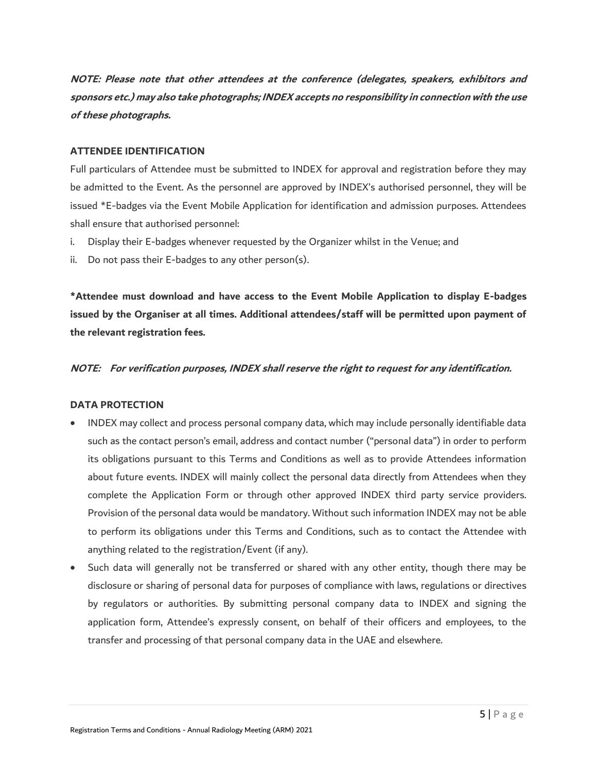***NOTE: Please note that other attendees at the conference (delegates, speakers, exhibitors and sponsors etc.) may also take photographs; INDEX accepts no responsibility in connection with the use of these photographs.***

**ATTENDEE IDENTIFICATION**

Full particulars of Attendee must be submitted to INDEX for approval and registration before they may be admitted to the Event. As the personnel are approved by INDEX's authorised personnel, they will be issued *E-badges via the Event Mobile Application for identification and admission purposes. Attendees shall ensure that authorised personnel:

i. Display their E-badges whenever requested by the Organizer whilst in the Venue; and
ii. Do not pass their E-badges to any other person(s).

**\*Attendee must download and have access to the Event Mobile Application to display E-badges issued by the Organiser at all times. Additional attendees/staff will be permitted upon payment of the relevant registration fees.**

***NOTE: For verification purposes, INDEX shall reserve the right to request for any identification.***

**DATA PROTECTION**

- INDEX may collect and process personal company data, which may include personally identifiable data such as the contact person's email, address and contact number ("personal data") in order to perform its obligations pursuant to this Terms and Conditions as well as to provide Attendees information about future events. INDEX will mainly collect the personal data directly from Attendees when they complete the Application Form or through other approved INDEX third party service providers. Provision of the personal data would be mandatory. Without such information INDEX may not be able to perform its obligations under this Terms and Conditions, such as to contact the Attendee with anything related to the registration/Event (if any).
- Such data will generally not be transferred or shared with any other entity, though there may be disclosure or sharing of personal data for purposes of compliance with laws, regulations or directives by regulators or authorities. By submitting personal company data to INDEX and signing the application form, Attendee's expressly consent, on behalf of their officers and employees, to the transfer and processing of that personal company data in the UAE and elsewhere.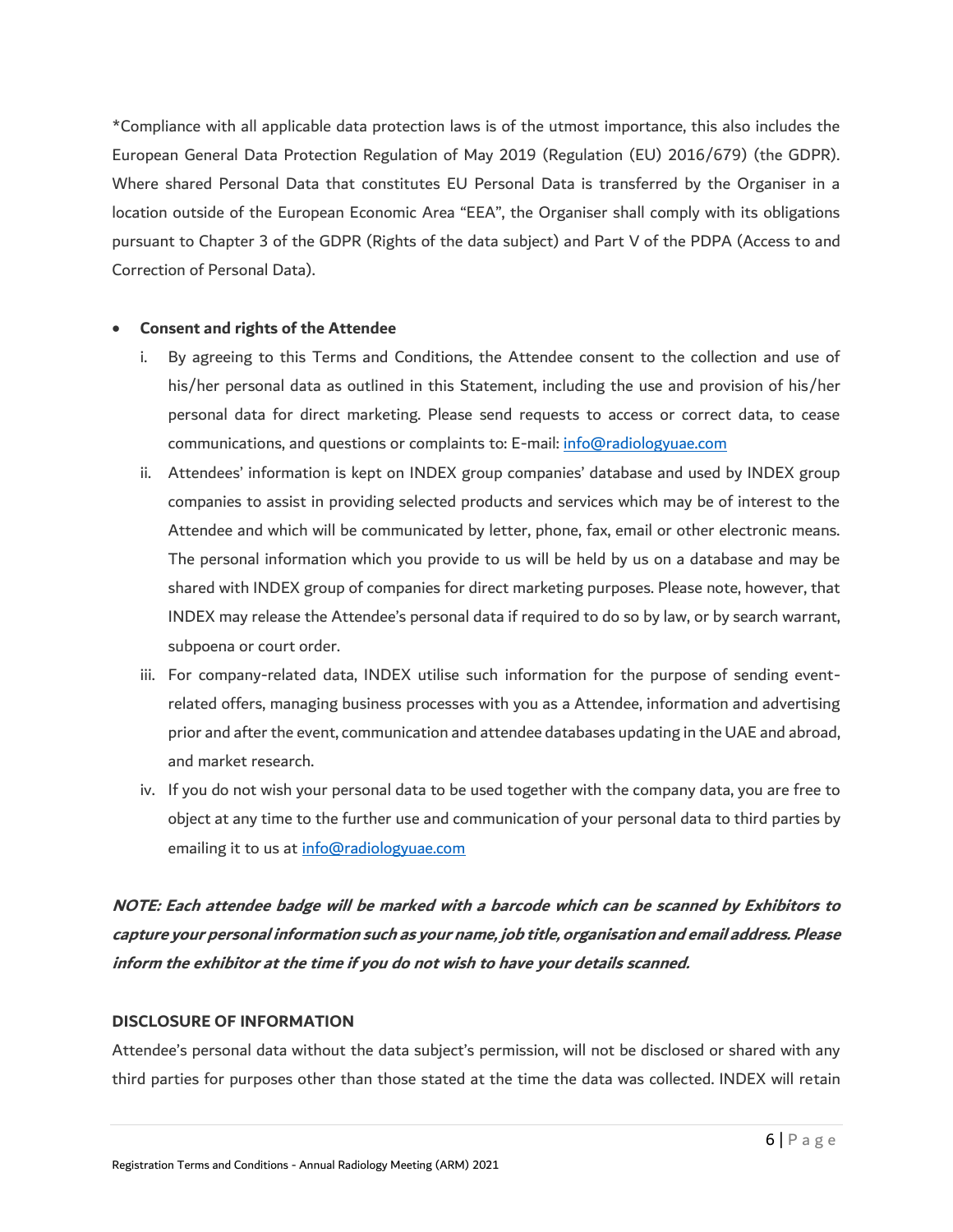*Compliance with all applicable data protection laws is of the utmost importance, this also includes the European General Data Protection Regulation of May 2019 (Regulation (EU) 2016/679) (the GDPR). Where shared Personal Data that constitutes EU Personal Data is transferred by the Organiser in a location outside of the European Economic Area "EEA", the Organiser shall comply with its obligations pursuant to Chapter 3 of the GDPR (Rights of the data subject) and Part V of the PDPA (Access to and Correction of Personal Data).

- **Consent and rights of the Attendee**
  1. By agreeing to this Terms and Conditions, the Attendee consent to the collection and use of his/her personal data as outlined in this Statement, including the use and provision of his/her personal data for direct marketing. Please send requests to access or correct data, to cease communications, and questions or complaints to: E-mail: info@radiologyuae.com
  2. Attendees' information is kept on INDEX group companies' database and used by INDEX group companies to assist in providing selected products and services which may be of interest to the Attendee and which will be communicated by letter, phone, fax, email or other electronic means. The personal information which you provide to us will be held by us on a database and may be shared with INDEX group of companies for direct marketing purposes. Please note, however, that INDEX may release the Attendee's personal data if required to do so by law, or by search warrant, subpoena or court order.
  3. For company-related data, INDEX utilise such information for the purpose of sending event-related offers, managing business processes with you as a Attendee, information and advertising prior and after the event, communication and attendee databases updating in the UAE and abroad, and market research.
  4. If you do not wish your personal data to be used together with the company data, you are free to object at any time to the further use and communication of your personal data to third parties by emailing it to us at info@radiologyuae.com

***NOTE: Each attendee badge will be marked with a barcode which can be scanned by Exhibitors to capture your personal information such as your name, job title, organisation and email address. Please inform the exhibitor at the time if you do not wish to have your details scanned.***

**DISCLOSURE OF INFORMATION**

Attendee's personal data without the data subject's permission, will not be disclosed or shared with any third parties for purposes other than those stated at the time the data was collected. INDEX will retain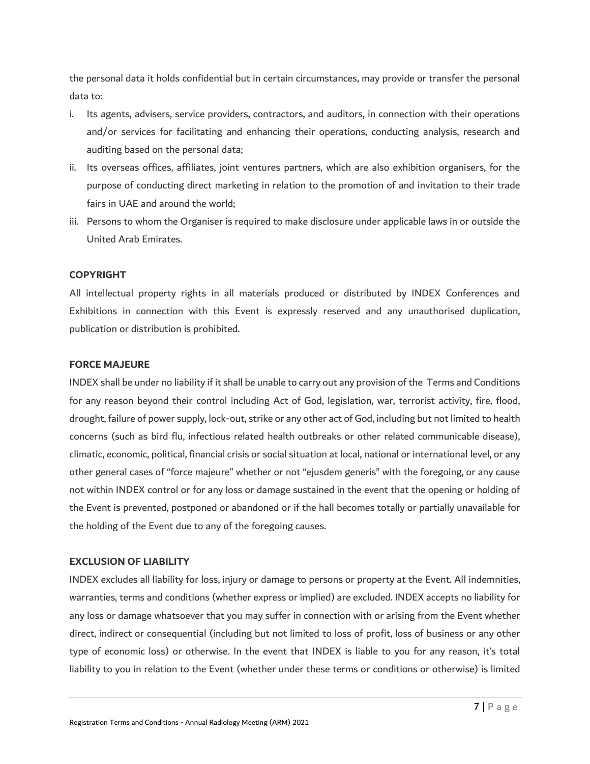the personal data it holds confidential but in certain circumstances, may provide or transfer the personal data to:

i. Its agents, advisers, service providers, contractors, and auditors, in connection with their operations and/or services for facilitating and enhancing their operations, conducting analysis, research and auditing based on the personal data;
ii. Its overseas offices, affiliates, joint ventures partners, which are also exhibition organisers, for the purpose of conducting direct marketing in relation to the promotion of and invitation to their trade fairs in UAE and around the world;
iii. Persons to whom the Organiser is required to make disclosure under applicable laws in or outside the United Arab Emirates.

**COPYRIGHT**

All intellectual property rights in all materials produced or distributed by INDEX Conferences and Exhibitions in connection with this Event is expressly reserved and any unauthorised duplication, publication or distribution is prohibited.

**FORCE MAJEURE**

INDEX shall be under no liability if it shall be unable to carry out any provision of the Terms and Conditions for any reason beyond their control including Act of God, legislation, war, terrorist activity, fire, flood, drought, failure of power supply, lock-out, strike or any other act of God, including but not limited to health concerns (such as bird flu, infectious related health outbreaks or other related communicable disease), climatic, economic, political, financial crisis or social situation at local, national or international level, or any other general cases of "force majeure" whether or not "ejusdem generis" with the foregoing, or any cause not within INDEX control or for any loss or damage sustained in the event that the opening or holding of the Event is prevented, postponed or abandoned or if the hall becomes totally or partially unavailable for the holding of the Event due to any of the foregoing causes.

**EXCLUSION OF LIABILITY**

INDEX excludes all liability for loss, injury or damage to persons or property at the Event. All indemnities, warranties, terms and conditions (whether express or implied) are excluded. INDEX accepts no liability for any loss or damage whatsoever that you may suffer in connection with or arising from the Event whether direct, indirect or consequential (including but not limited to loss of profit, loss of business or any other type of economic loss) or otherwise. In the event that INDEX is liable to you for any reason, it's total liability to you in relation to the Event (whether under these terms or conditions or otherwise) is limited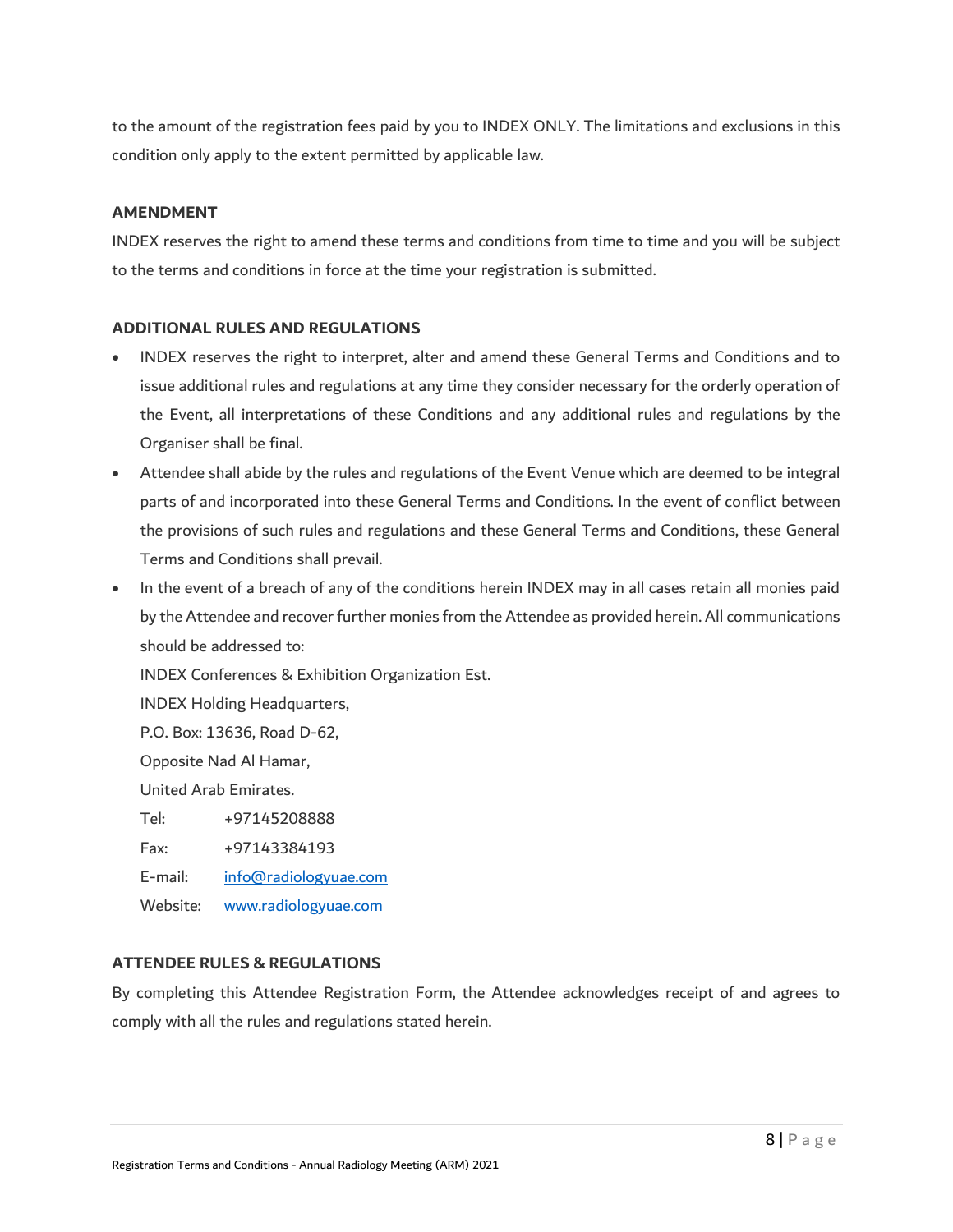to the amount of the registration fees paid by you to INDEX ONLY. The limitations and exclusions in this condition only apply to the extent permitted by applicable law.

**AMENDMENT**

INDEX reserves the right to amend these terms and conditions from time to time and you will be subject to the terms and conditions in force at the time your registration is submitted.

**ADDITIONAL RULES AND REGULATIONS**

- INDEX reserves the right to interpret, alter and amend these General Terms and Conditions and to issue additional rules and regulations at any time they consider necessary for the orderly operation of the Event, all interpretations of these Conditions and any additional rules and regulations by the Organiser shall be final.
- Attendee shall abide by the rules and regulations of the Event Venue which are deemed to be integral parts of and incorporated into these General Terms and Conditions. In the event of conflict between the provisions of such rules and regulations and these General Terms and Conditions, these General Terms and Conditions shall prevail.
- In the event of a breach of any of the conditions herein INDEX may in all cases retain all monies paid by the Attendee and recover further monies from the Attendee as provided herein. All communications should be addressed to:

  INDEX Conferences & Exhibition Organization Est.
  INDEX Holding Headquarters,
  P.O. Box: 13636, Road D-62,
  Opposite Nad Al Hamar,
  United Arab Emirates.

  Tel: +97145208888
  Fax: +97143384193
  E-mail: info@radiologyuae.com
  Website: www.radiologyuae.com

**ATTENDEE RULES & REGULATIONS**

By completing this Attendee Registration Form, the Attendee acknowledges receipt of and agrees to comply with all the rules and regulations stated herein.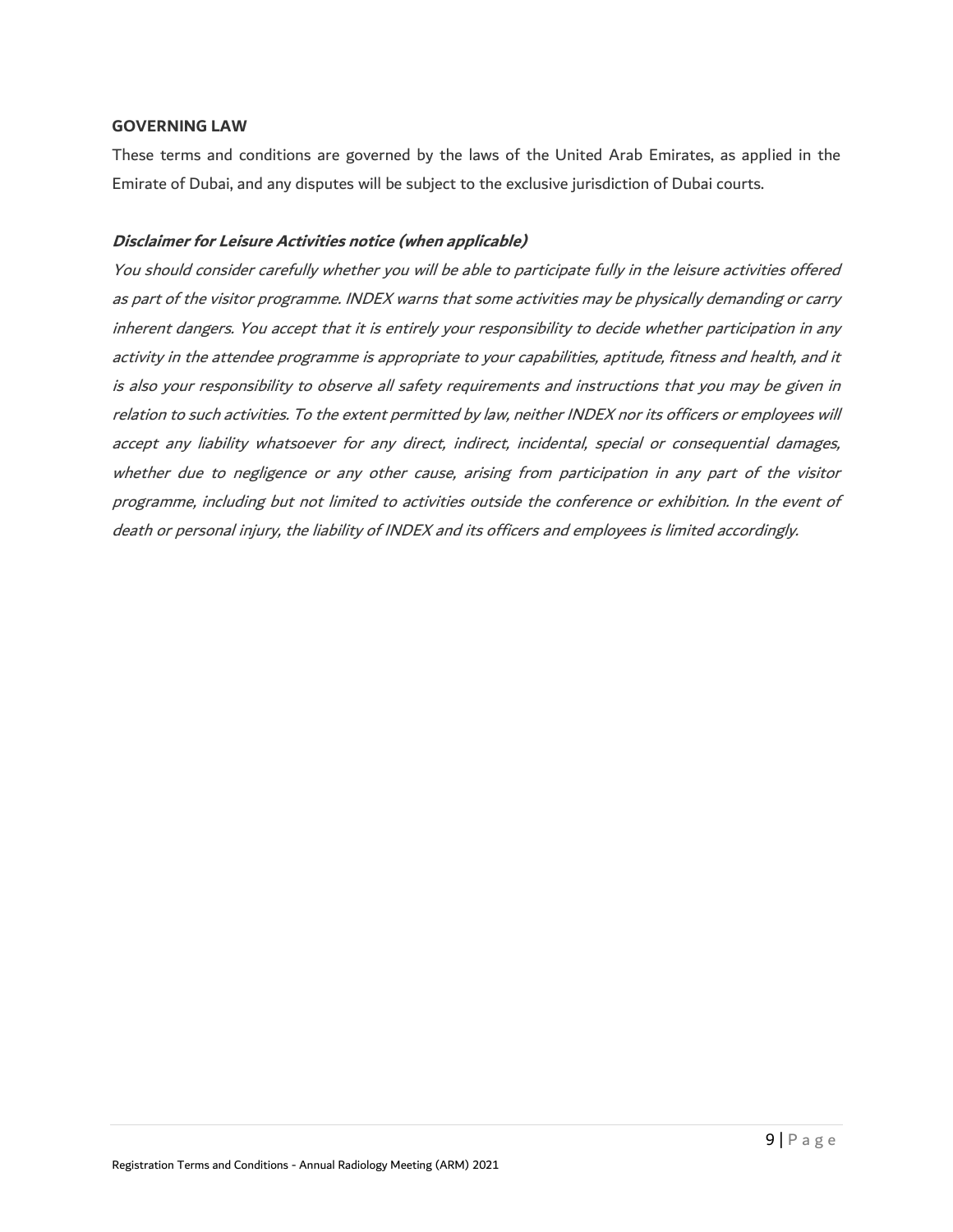## GOVERNING LAW

These terms and conditions are governed by the laws of the United Arab Emirates, as applied in the Emirate of Dubai, and any disputes will be subject to the exclusive jurisdiction of Dubai courts.

### *Disclaimer for Leisure Activities notice (when applicable)*

*You should consider carefully whether you will be able to participate fully in the leisure activities offered as part of the visitor programme. INDEX warns that some activities may be physically demanding or carry inherent dangers. You accept that it is entirely your responsibility to decide whether participation in any activity in the attendee programme is appropriate to your capabilities, aptitude, fitness and health, and it is also your responsibility to observe all safety requirements and instructions that you may be given in relation to such activities. To the extent permitted by law, neither INDEX nor its officers or employees will accept any liability whatsoever for any direct, indirect, incidental, special or consequential damages, whether due to negligence or any other cause, arising from participation in any part of the visitor programme, including but not limited to activities outside the conference or exhibition. In the event of death or personal injury, the liability of INDEX and its officers and employees is limited accordingly.*